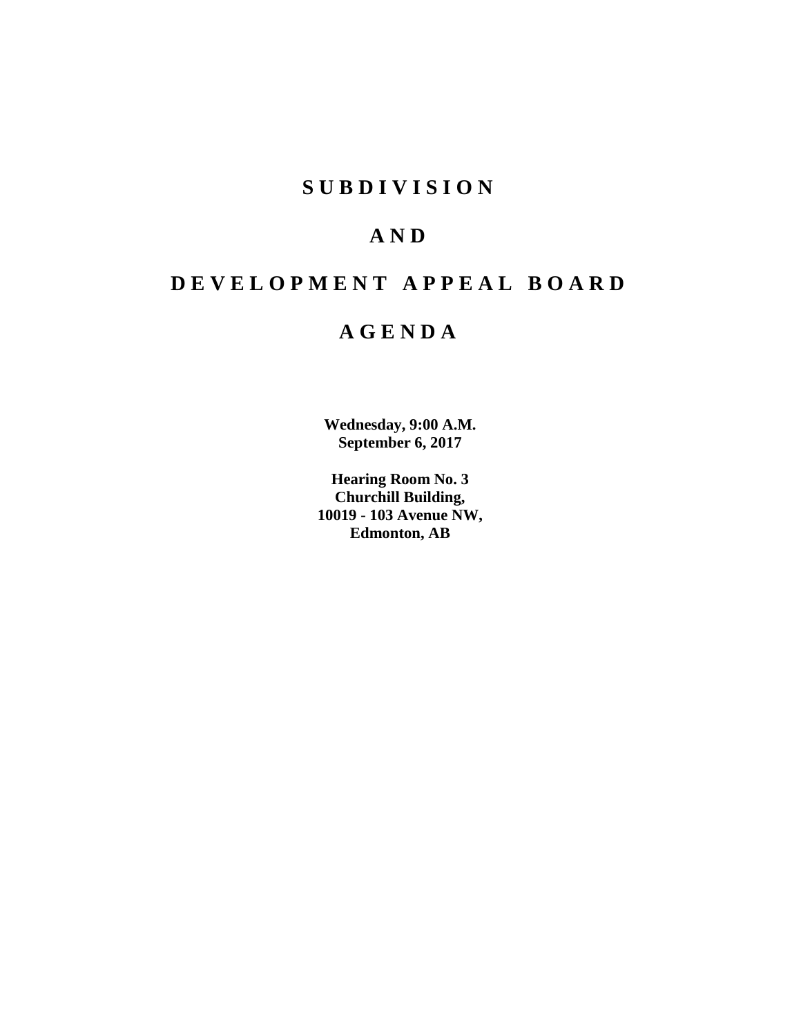# S U B D I V I S I O N

# A N D

# D E V E L O P M E N T  A P P E A L  B O A R D

# A G E N D A

**Wednesday, 9:00 A.M.**
**September 6, 2017**

**Hearing Room No. 3**
**Churchill Building,**
**10019 - 103 Avenue NW,**
**Edmonton, AB**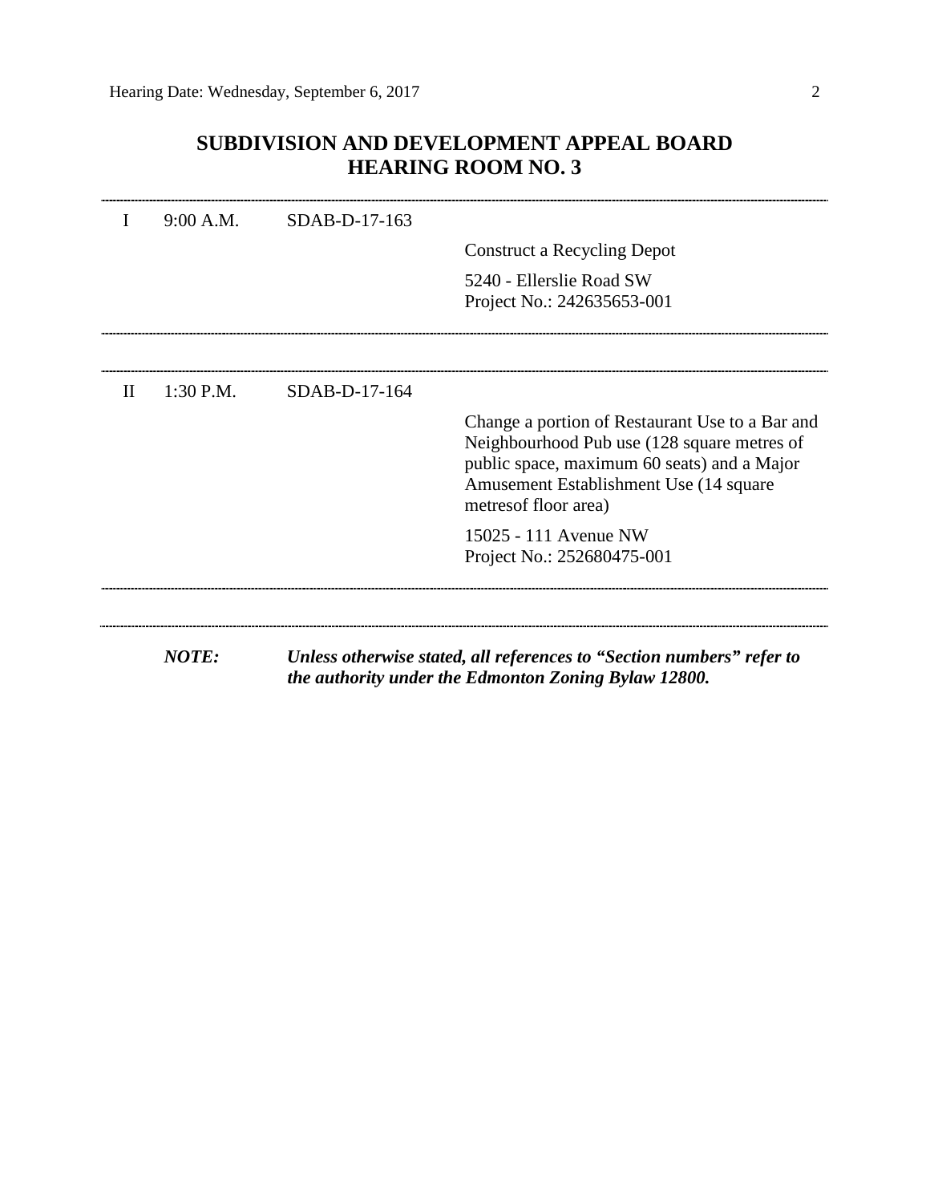## SUBDIVISION AND DEVELOPMENT APPEAL BOARD
## HEARING ROOM NO. 3

---

| | | | |
|---|---|---|---|
| I | 9:00 A.M. | SDAB-D-17-163 | |
| | | | Construct a Recycling Depot |
| | | | 5240 - Ellerslie Road SW<br>Project No.: 242635653-001 |

---

| | | | |
|---|---|---|---|
| II | 1:30 P.M. | SDAB-D-17-164 | |
| | | | Change a portion of Restaurant Use to a Bar and Neighbourhood Pub use (128 square metres of public space, maximum 60 seats) and a Major Amusement Establishment Use (14 square metresof floor area) |
| | | | 15025 - 111 Avenue NW<br>Project No.: 252680475-001 |

---

***NOTE:*** ***Unless otherwise stated, all references to "Section numbers" refer to the authority under the Edmonton Zoning Bylaw 12800.***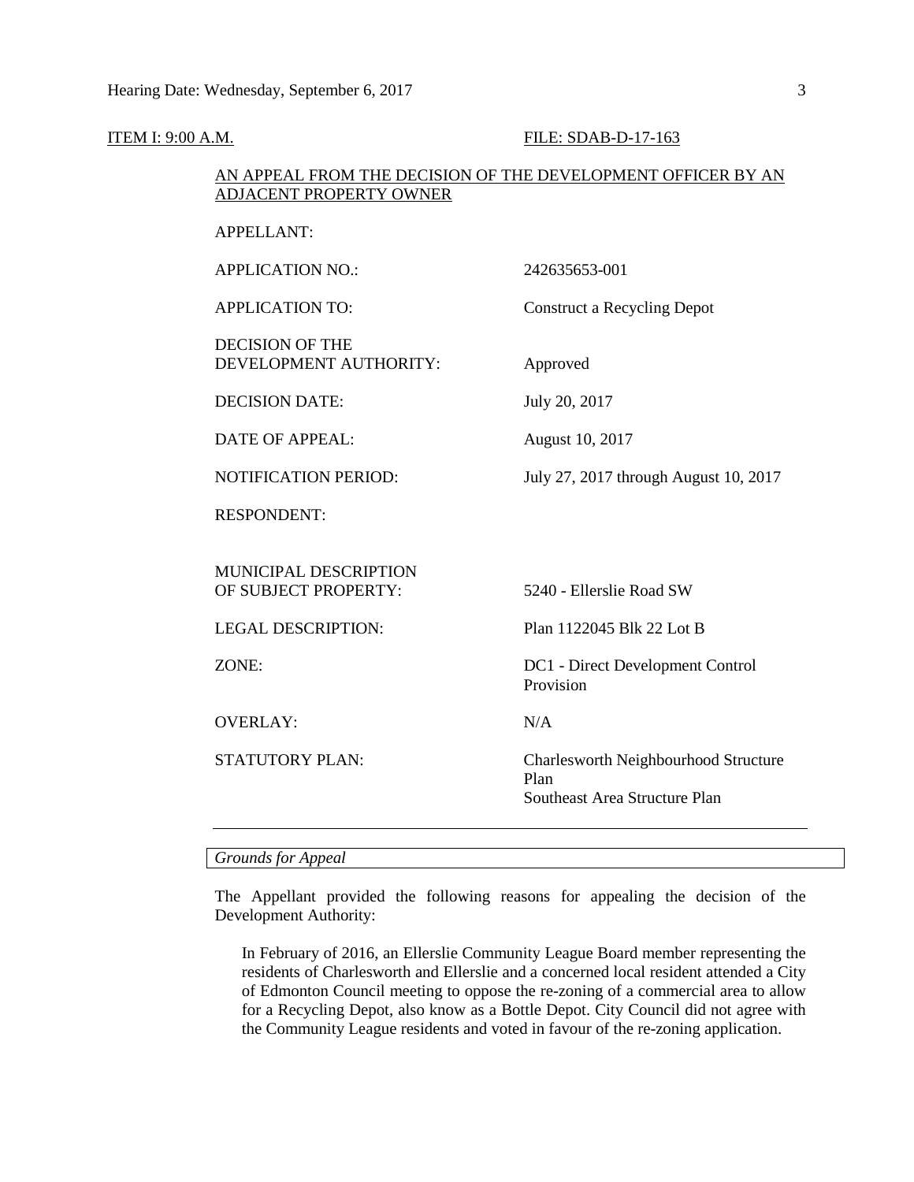ITEM I: 9:00 A.M. FILE: SDAB-D-17-163

AN APPEAL FROM THE DECISION OF THE DEVELOPMENT OFFICER BY AN ADJACENT PROPERTY OWNER

| | |
|---|---|
| APPELLANT: | |
| APPLICATION NO.: | 242635653-001 |
| APPLICATION TO: | Construct a Recycling Depot |
| DECISION OF THE DEVELOPMENT AUTHORITY: | Approved |
| DECISION DATE: | July 20, 2017 |
| DATE OF APPEAL: | August 10, 2017 |
| NOTIFICATION PERIOD: | July 27, 2017 through August 10, 2017 |
| RESPONDENT: | |
| MUNICIPAL DESCRIPTION OF SUBJECT PROPERTY: | 5240 - Ellerslie Road SW |
| LEGAL DESCRIPTION: | Plan 1122045 Blk 22 Lot B |
| ZONE: | DC1 - Direct Development Control Provision |
| OVERLAY: | N/A |
| STATUTORY PLAN: | Charlesworth Neighbourhood Structure Plan<br>Southeast Area Structure Plan |

---

*Grounds for Appeal*

The Appellant provided the following reasons for appealing the decision of the Development Authority:

> In February of 2016, an Ellerslie Community League Board member representing the residents of Charlesworth and Ellerslie and a concerned local resident attended a City of Edmonton Council meeting to oppose the re-zoning of a commercial area to allow for a Recycling Depot, also know as a Bottle Depot. City Council did not agree with the Community League residents and voted in favour of the re-zoning application.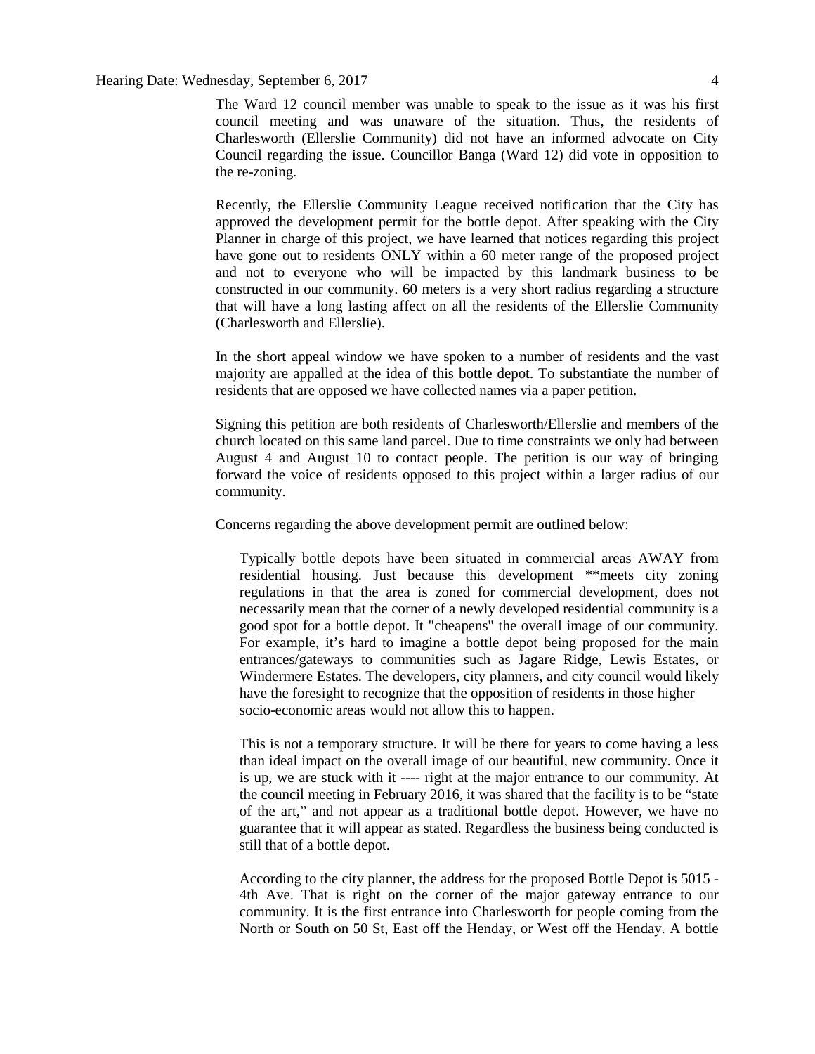The Ward 12 council member was unable to speak to the issue as it was his first council meeting and was unaware of the situation. Thus, the residents of Charlesworth (Ellerslie Community) did not have an informed advocate on City Council regarding the issue. Councillor Banga (Ward 12) did vote in opposition to the re-zoning.

Recently, the Ellerslie Community League received notification that the City has approved the development permit for the bottle depot. After speaking with the City Planner in charge of this project, we have learned that notices regarding this project have gone out to residents ONLY within a 60 meter range of the proposed project and not to everyone who will be impacted by this landmark business to be constructed in our community. 60 meters is a very short radius regarding a structure that will have a long lasting affect on all the residents of the Ellerslie Community (Charlesworth and Ellerslie).

In the short appeal window we have spoken to a number of residents and the vast majority are appalled at the idea of this bottle depot. To substantiate the number of residents that are opposed we have collected names via a paper petition.

Signing this petition are both residents of Charlesworth/Ellerslie and members of the church located on this same land parcel. Due to time constraints we only had between August 4 and August 10 to contact people. The petition is our way of bringing forward the voice of residents opposed to this project within a larger radius of our community.

Concerns regarding the above development permit are outlined below:

> Typically bottle depots have been situated in commercial areas AWAY from residential housing. Just because this development **meets city zoning regulations in that the area is zoned for commercial development, does not necessarily mean that the corner of a newly developed residential community is a good spot for a bottle depot. It "cheapens" the overall image of our community. For example, it's hard to imagine a bottle depot being proposed for the main entrances/gateways to communities such as Jagare Ridge, Lewis Estates, or Windermere Estates. The developers, city planners, and city council would likely have the foresight to recognize that the opposition of residents in those higher socio-economic areas would not allow this to happen.
>
> This is not a temporary structure. It will be there for years to come having a less than ideal impact on the overall image of our beautiful, new community. Once it is up, we are stuck with it ---- right at the major entrance to our community. At the council meeting in February 2016, it was shared that the facility is to be "state of the art," and not appear as a traditional bottle depot. However, we have no guarantee that it will appear as stated. Regardless the business being conducted is still that of a bottle depot.
>
> According to the city planner, the address for the proposed Bottle Depot is 5015 - 4th Ave. That is right on the corner of the major gateway entrance to our community. It is the first entrance into Charlesworth for people coming from the North or South on 50 St, East off the Henday, or West off the Henday. A bottle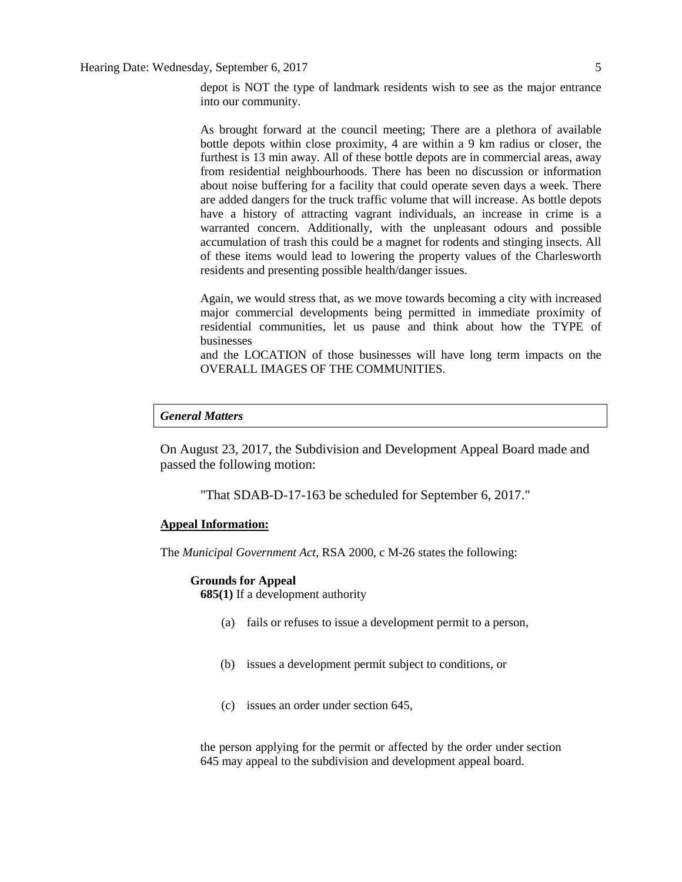depot is NOT the type of landmark residents wish to see as the major entrance into our community.

As brought forward at the council meeting; There are a plethora of available bottle depots within close proximity, 4 are within a 9 km radius or closer, the furthest is 13 min away. All of these bottle depots are in commercial areas, away from residential neighbourhoods. There has been no discussion or information about noise buffering for a facility that could operate seven days a week. There are added dangers for the truck traffic volume that will increase. As bottle depots have a history of attracting vagrant individuals, an increase in crime is a warranted concern. Additionally, with the unpleasant odours and possible accumulation of trash this could be a magnet for rodents and stinging insects. All of these items would lead to lowering the property values of the Charlesworth residents and presenting possible health/danger issues.

Again, we would stress that, as we move towards becoming a city with increased major commercial developments being permitted in immediate proximity of residential communities, let us pause and think about how the TYPE of businesses
and the LOCATION of those businesses will have long term impacts on the OVERALL IMAGES OF THE COMMUNITIES.

***General Matters***

On August 23, 2017, the Subdivision and Development Appeal Board made and passed the following motion:

"That SDAB-D-17-163 be scheduled for September 6, 2017."

**Appeal Information:**

The *Municipal Government Act*, RSA 2000, c M-26 states the following:

**Grounds for Appeal**

**685(1)** If a development authority

(a) fails or refuses to issue a development permit to a person,

(b) issues a development permit subject to conditions, or

(c) issues an order under section 645,

the person applying for the permit or affected by the order under section 645 may appeal to the subdivision and development appeal board.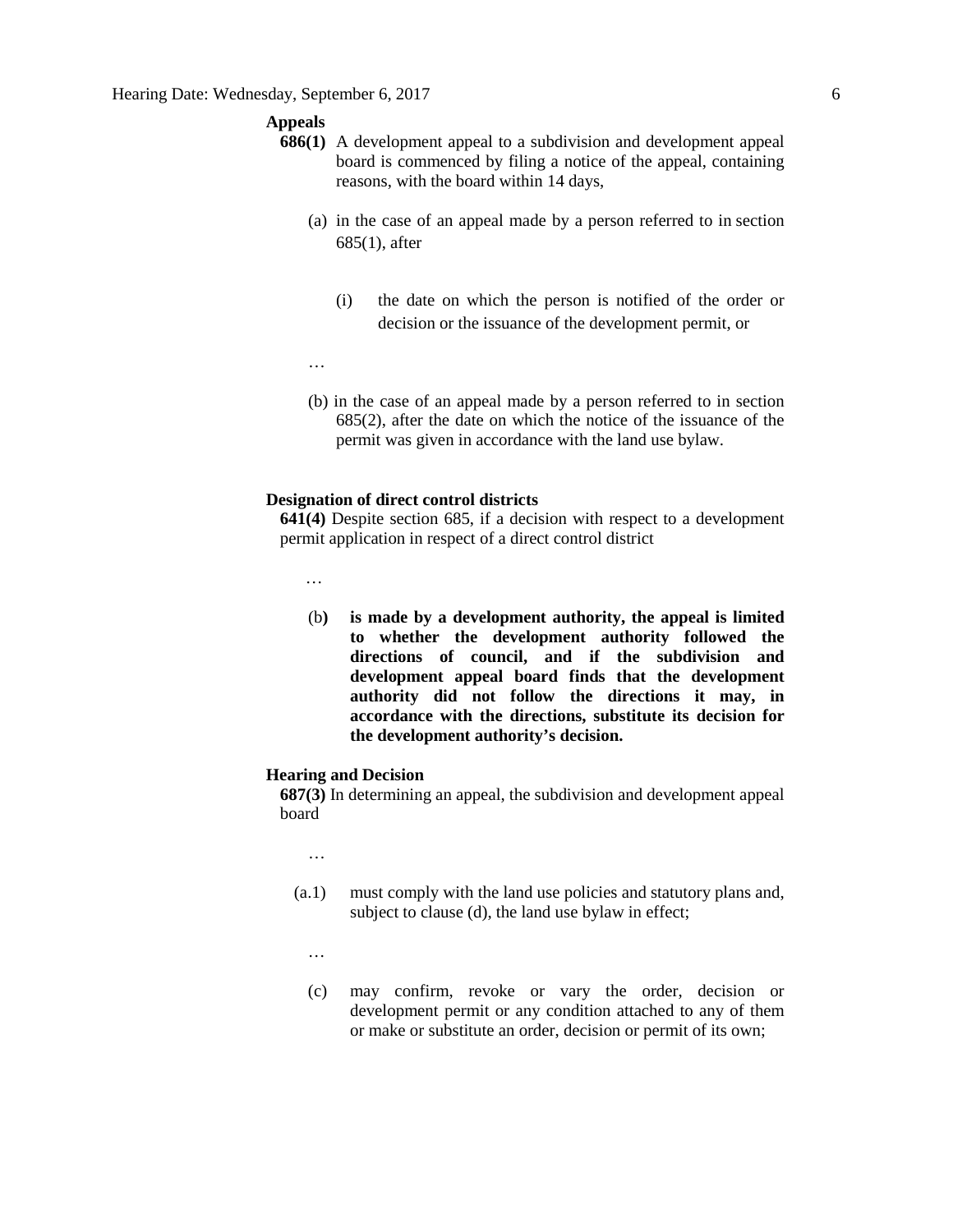**Appeals**

**686(1)** A development appeal to a subdivision and development appeal board is commenced by filing a notice of the appeal, containing reasons, with the board within 14 days,

(a) in the case of an appeal made by a person referred to in section 685(1), after

(i) the date on which the person is notified of the order or decision or the issuance of the development permit, or

…

(b) in the case of an appeal made by a person referred to in section 685(2), after the date on which the notice of the issuance of the permit was given in accordance with the land use bylaw.

**Designation of direct control districts**

**641(4)** Despite section 685, if a decision with respect to a development permit application in respect of a direct control district

…

(b**)** **is made by a development authority, the appeal is limited to whether the development authority followed the directions of council, and if the subdivision and development appeal board finds that the development authority did not follow the directions it may, in accordance with the directions, substitute its decision for the development authority's decision.**

**Hearing and Decision**

**687(3)** In determining an appeal, the subdivision and development appeal board

…

(a.1) must comply with the land use policies and statutory plans and, subject to clause (d), the land use bylaw in effect;

…

(c) may confirm, revoke or vary the order, decision or development permit or any condition attached to any of them or make or substitute an order, decision or permit of its own;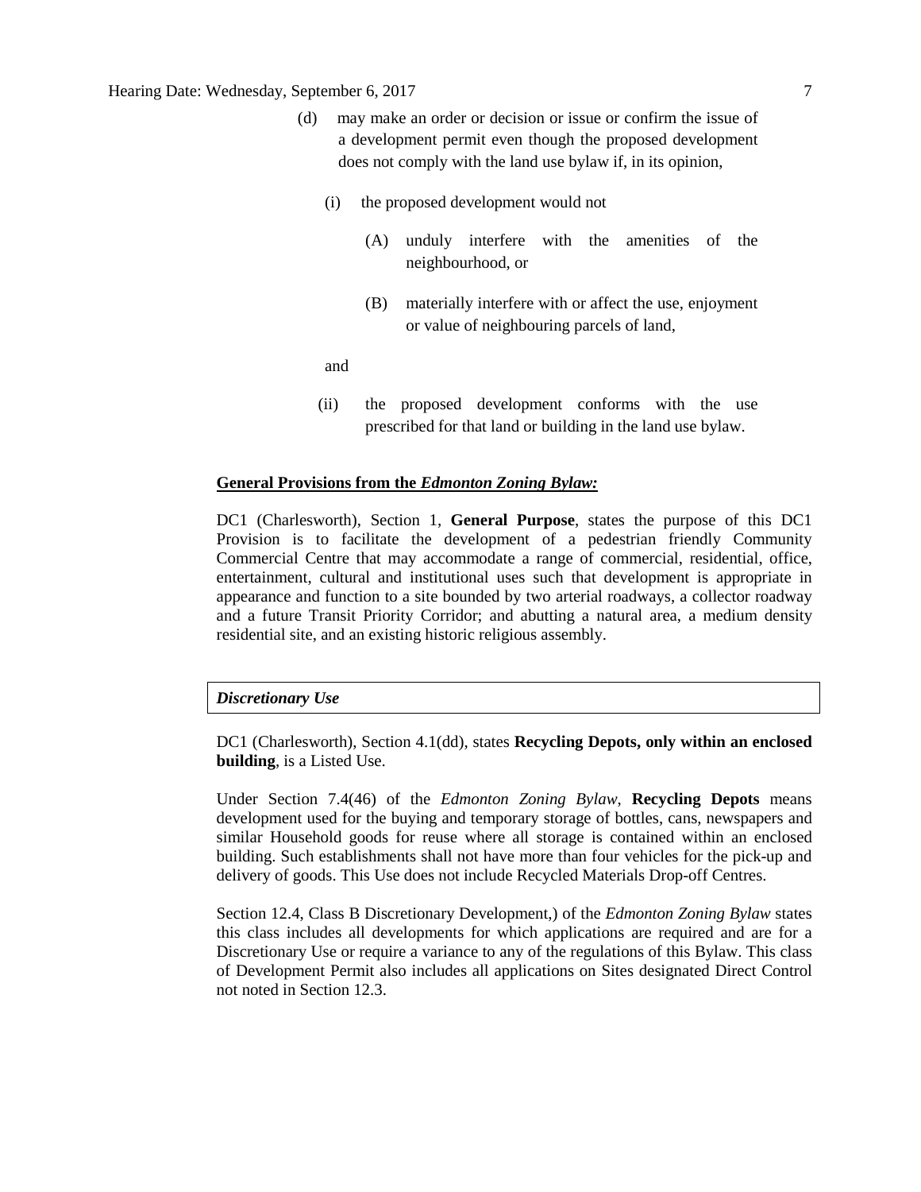(d) may make an order or decision or issue or confirm the issue of a development permit even though the proposed development does not comply with the land use bylaw if, in its opinion,

  (i) the proposed development would not

    (A) unduly interfere with the amenities of the neighbourhood, or

    (B) materially interfere with or affect the use, enjoyment or value of neighbouring parcels of land,

  and

  (ii) the proposed development conforms with the use prescribed for that land or building in the land use bylaw.

**General Provisions from the *Edmonton Zoning Bylaw:***

DC1 (Charlesworth), Section 1, **General Purpose**, states the purpose of this DC1 Provision is to facilitate the development of a pedestrian friendly Community Commercial Centre that may accommodate a range of commercial, residential, office, entertainment, cultural and institutional uses such that development is appropriate in appearance and function to a site bounded by two arterial roadways, a collector roadway and a future Transit Priority Corridor; and abutting a natural area, a medium density residential site, and an existing historic religious assembly.

***Discretionary Use***

DC1 (Charlesworth), Section 4.1(dd), states **Recycling Depots, only within an enclosed building**, is a Listed Use.

Under Section 7.4(46) of the *Edmonton Zoning Bylaw*, **Recycling Depots** means development used for the buying and temporary storage of bottles, cans, newspapers and similar Household goods for reuse where all storage is contained within an enclosed building. Such establishments shall not have more than four vehicles for the pick-up and delivery of goods. This Use does not include Recycled Materials Drop-off Centres.

Section 12.4, Class B Discretionary Development,) of the *Edmonton Zoning Bylaw* states this class includes all developments for which applications are required and are for a Discretionary Use or require a variance to any of the regulations of this Bylaw. This class of Development Permit also includes all applications on Sites designated Direct Control not noted in Section 12.3.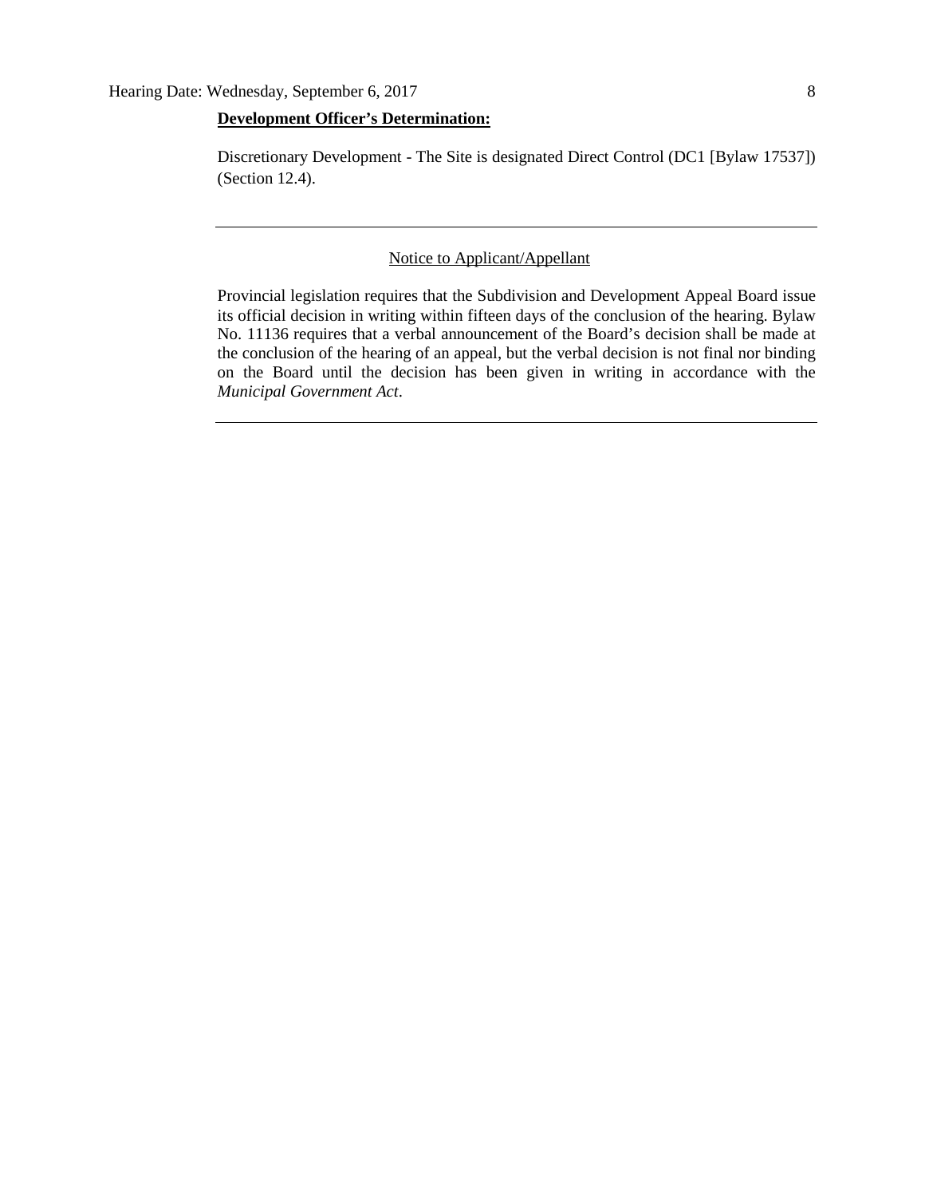**Development Officer's Determination:**

Discretionary Development - The Site is designated Direct Control (DC1 [Bylaw 17537]) (Section 12.4).

---

Notice to Applicant/Appellant

Provincial legislation requires that the Subdivision and Development Appeal Board issue its official decision in writing within fifteen days of the conclusion of the hearing. Bylaw No. 11136 requires that a verbal announcement of the Board's decision shall be made at the conclusion of the hearing of an appeal, but the verbal decision is not final nor binding on the Board until the decision has been given in writing in accordance with the *Municipal Government Act*.

---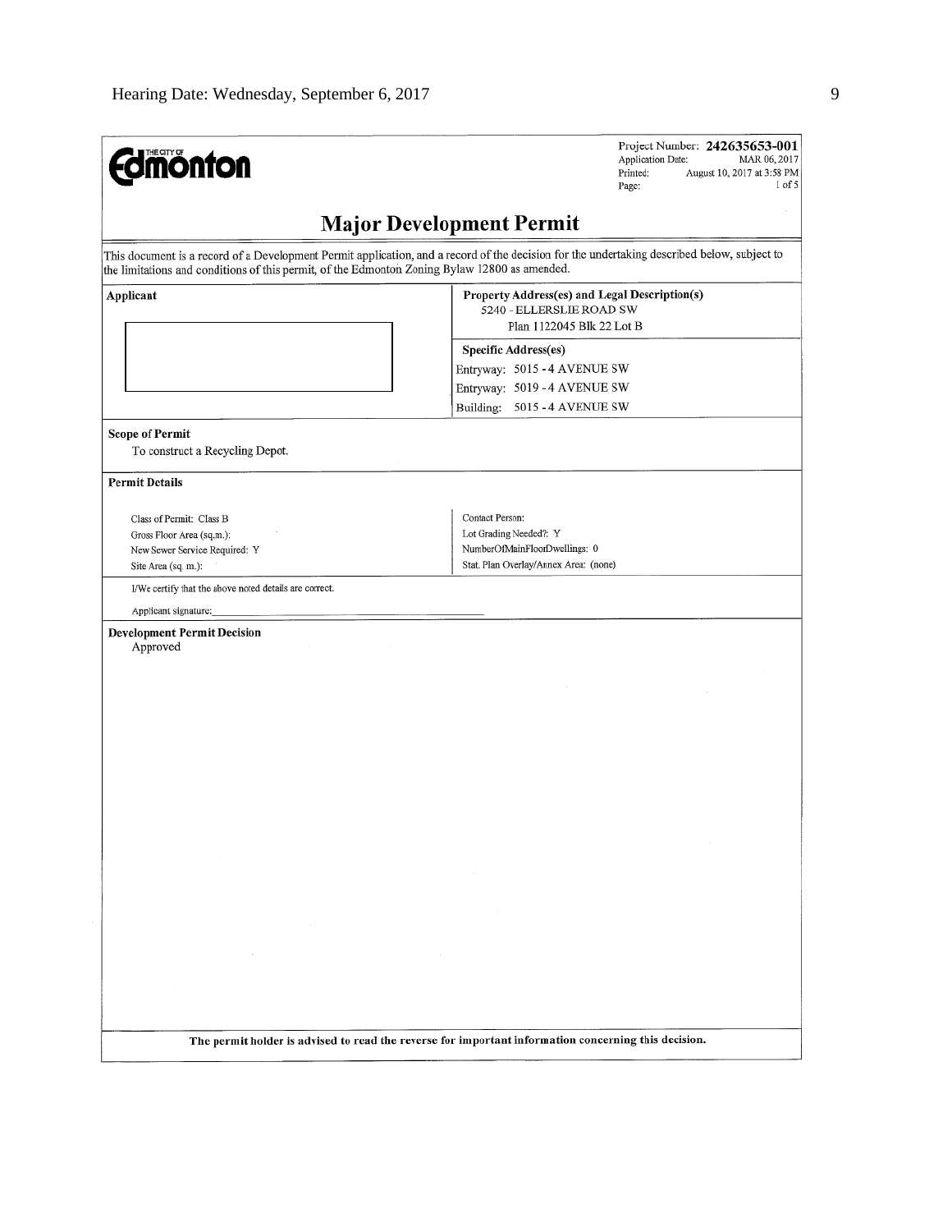Project Number: **242635653-001**
Application Date: MAR 06, 2017
Printed: August 10, 2017 at 3:58 PM
Page: 1 of 5

THE CITY OF **Edmonton**

# Major Development Permit

This document is a record of a Development Permit application, and a record of the decision for the undertaking described below, subject to the limitations and conditions of this permit, of the Edmonton Zoning Bylaw 12800 as amended.

| Applicant | Property Address(es) and Legal Description(s) |
|---|---|
| | 5240 - ELLERSLIE ROAD SW<br>Plan 1122045 Blk 22 Lot B |
| | **Specific Address(es)**<br>Entryway: 5015 - 4 AVENUE SW<br>Entryway: 5019 - 4 AVENUE SW<br>Building: 5015 - 4 AVENUE SW |

**Scope of Permit**

To construct a Recycling Depot.

**Permit Details**

| | |
|---|---|
| Class of Permit: Class B | Contact Person: |
| Gross Floor Area (sq.m.): | Lot Grading Needed?: Y |
| New Sewer Service Required: Y | NumberOfMainFloorDwellings: 0 |
| Site Area (sq. m.): | Stat. Plan Overlay/Annex Area: (none) |

I/We certify that the above noted details are correct.

Applicant signature:\_\_\_\_\_\_\_\_\_\_\_\_\_\_\_\_\_\_\_\_\_\_\_\_\_\_\_\_\_\_\_\_\_\_\_\_\_\_\_\_

**Development Permit Decision**

Approved

**The permit holder is advised to read the reverse for important information concerning this decision.**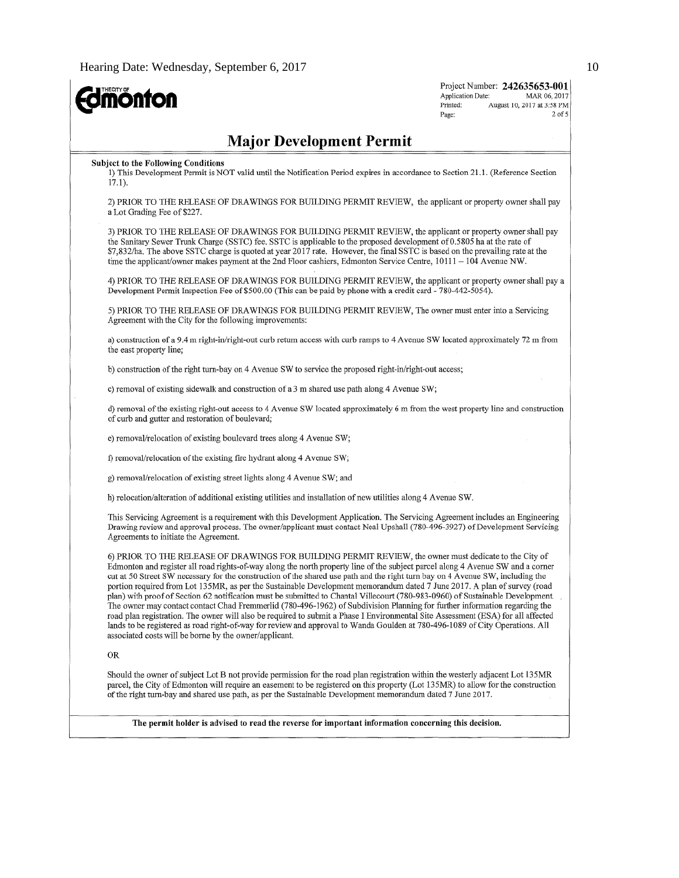Project Number: **242635653-001**
Application Date: MAR 06, 2017
Printed: August 10, 2017 at 3:58 PM
Page: 2 of 5

# Major Development Permit

**Subject to the Following Conditions**

1) This Development Permit is NOT valid until the Notification Period expires in accordance to Section 21.1. (Reference Section 17.1).

2) PRIOR TO THE RELEASE OF DRAWINGS FOR BUILDING PERMIT REVIEW, the applicant or property owner shall pay a Lot Grading Fee of $227.

3) PRIOR TO THE RELEASE OF DRAWINGS FOR BUILDING PERMIT REVIEW, the applicant or property owner shall pay the Sanitary Sewer Trunk Charge (SSTC) fee. SSTC is applicable to the proposed development of 0.5805 ha at the rate of $7,832/ha. The above SSTC charge is quoted at year 2017 rate. However, the final SSTC is based on the prevailing rate at the time the applicant/owner makes payment at the 2nd Floor cashiers, Edmonton Service Centre, 10111 – 104 Avenue NW.

4) PRIOR TO THE RELEASE OF DRAWINGS FOR BUILDING PERMIT REVIEW, the applicant or property owner shall pay a Development Permit Inspection Fee of $500.00 (This can be paid by phone with a credit card - 780-442-5054).

5) PRIOR TO THE RELEASE OF DRAWINGS FOR BUILDING PERMIT REVIEW, The owner must enter into a Servicing Agreement with the City for the following improvements:

a) construction of a 9.4 m right-in/right-out curb return access with curb ramps to 4 Avenue SW located approximately 72 m from the east property line;

b) construction of the right turn-bay on 4 Avenue SW to service the proposed right-in/right-out access;

c) removal of existing sidewalk and construction of a 3 m shared use path along 4 Avenue SW;

d) removal of the existing right-out access to 4 Avenue SW located approximately 6 m from the west property line and construction of curb and gutter and restoration of boulevard;

e) removal/relocation of existing boulevard trees along 4 Avenue SW;

f) removal/relocation of the existing fire hydrant along 4 Avenue SW;

g) removal/relocation of existing street lights 4 Avenue SW; and

h) relocation/alteration of additional existing utilities and installation of new utilities along 4 Avenue SW.

This Servicing Agreement is a requirement with this Development Application. The Servicing Agreement includes an Engineering Drawing review and approval process. The owner/applicant must contact Neal Upshall (780-496-3927) of Development Servicing Agreements to initiate the Agreement.

6) PRIOR TO THE RELEASE OF DRAWINGS FOR BUILDING PERMIT REVIEW, the owner must dedicate to the City of Edmonton and register all road rights-of-way along the north property line of the subject parcel along 4 Avenue SW and a corner cut at 50 Street SW necessary for the construction of the shared use path and the right turn bay on 4 Avenue SW, including the portion required from Lot 135MR, as per the Sustainable Development memorandum dated 7 June 2017. A plan of survey (road plan) with proof of Section 62 notification must be submitted to Chantal Villecourt (780-983-0960) of Sustainable Development. The owner may contact contact Chad Fremmerlid (780-496-1962) of Subdivision Planning for further information regarding the road plan registration. The owner will also be required to submit a Phase I Environmental Site Assessment (ESA) for all affected lands to be registered as road right-of-way for review and approval to Wanda Goulden at 780-496-1089 of City Operations. All associated costs will be borne by the owner/applicant.

OR

Should the owner of subject Lot B not provide permission for the road plan registration within the westerly adjacent Lot 135MR parcel, the City of Edmonton will require an easement to be registered on this property (Lot 135MR) to allow for the construction of the right turn-bay and shared use path, as per the Sustainable Development memorandum dated 7 June 2017.

**The permit holder is advised to read the reverse for important information concerning this decision.**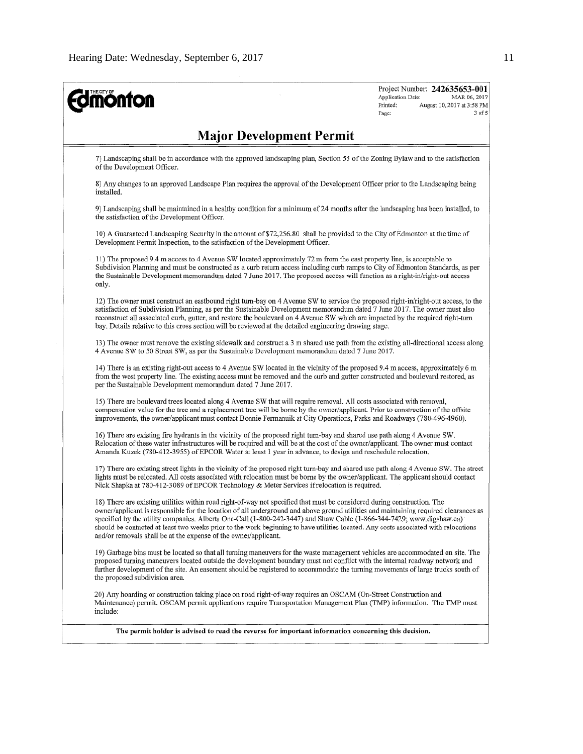Project Number: **242635653-001**
Application Date: MAR 06, 2017
Printed: August 10, 2017 at 3:58 PM
Page: 3 of 5

## Major Development Permit

7) Landscaping shall be in accordance with the approved landscaping plan, Section 55 of the Zoning Bylaw and to the satisfaction of the Development Officer.

8) Any changes to an approved Landscape Plan requires the approval of the Development Officer prior to the Landscaping being installed.

9) Landscaping shall be maintained in a healthy condition for a minimum of 24 months after the landscaping has been installed, to the satisfaction of the Development Officer.

10) A Guaranteed Landscaping Security in the amount of $72,256.80 shall be provided to the City of Edmonton at the time of Development Permit Inspection, to the satisfaction of the Development Officer.

11) The proposed 9.4 m access to 4 Avenue SW located approximately 72 m from the east property line, is acceptable to Subdivision Planning and must be constructed as a curb return access including curb ramps to City of Edmonton Standards, as per the Sustainable Development memorandum dated 7 June 2017. The proposed access will function as a right-in/right-out access only.

12) The owner must construct an eastbound right turn-bay on 4 Avenue SW to service the proposed right-in/right-out access, to the satisfaction of Subdivision Planning, as per the Sustainable Development memorandum dated 7 June 2017. The owner must also reconstruct all associated curb, gutter, and restore the boulevard on 4 Avenue SW which are impacted by the required right-turn bay. Details relative to this cross section will be reviewed at the detailed engineering drawing stage.

13) The owner must remove the existing sidewalk and construct a 3 m shared use path from the existing all-directional access along 4 Avenue SW to 50 Street SW, as per the Sustainable Development memorandum dated 7 June 2017.

14) There is an existing right-out access to 4 Avenue SW located in the vicinity of the proposed 9.4 m access, approximately 6 m from the west property line. The existing access must be removed and the curb and gutter constructed and boulevard restored, as per the Sustainable Development memorandum dated 7 June 2017.

15) There are boulevard trees located along 4 Avenue SW that will require removal. All costs associated with removal, compensation value for the tree and a replacement tree will be borne by the owner/applicant. Prior to construction of the offsite improvements, the owner/applicant must contact Bonnie Fermanuik at City Operations, Parks and Roadways (780-496-4960).

16) There are existing fire hydrants in the vicinity of the proposed right turn-bay and shared use path along 4 Avenue SW. Relocation of these water infrastructures will be required and will be at the cost of the owner/applicant. The owner must contact Amanda Kuzek (780-412-3955) of EPCOR Water at least 1 year in advance, to design and reschedule relocation.

17) There are existing street lights in the vicinity of the proposed right turn-bay and shared use path along 4 Avenue SW. The street lights must be relocated. All costs associated with relocation must be borne by the owner/applicant. The applicant should contact Nick Shapka at 780-412-3089 of EPCOR Technology & Meter Services if relocation is required.

18) There are existing utilities within road right-of-way not specified that must be considered during construction. The owner/applicant is responsible for the location of all underground and above ground utilities and maintaining required clearances as specified by the utility companies. Alberta One-Call (1-800-242-3447) and Shaw Cable (1-866-344-7429; www.digshaw.ca) should be contacted at least two weeks prior to the work beginning to have utilities located. Any costs associated with relocations and/or removals shall be at the expense of the owner/applicant.

19) Garbage bins must be located so that all turning maneuvers for the waste management vehicles are accommodated on site. The proposed turning maneuvers located outside the development boundary must not conflict with the internal roadway network and further development of the site. An easement should be registered to accommodate the turning movements of large trucks south of the proposed subdivision area.

20) Any hoarding or construction taking place on road right-of-way requires an OSCAM (On-Street Construction and Maintenance) permit. OSCAM permit applications require Transportation Management Plan (TMP) information. The TMP must include:

**The permit holder is advised to read the reverse for important information concerning this decision.**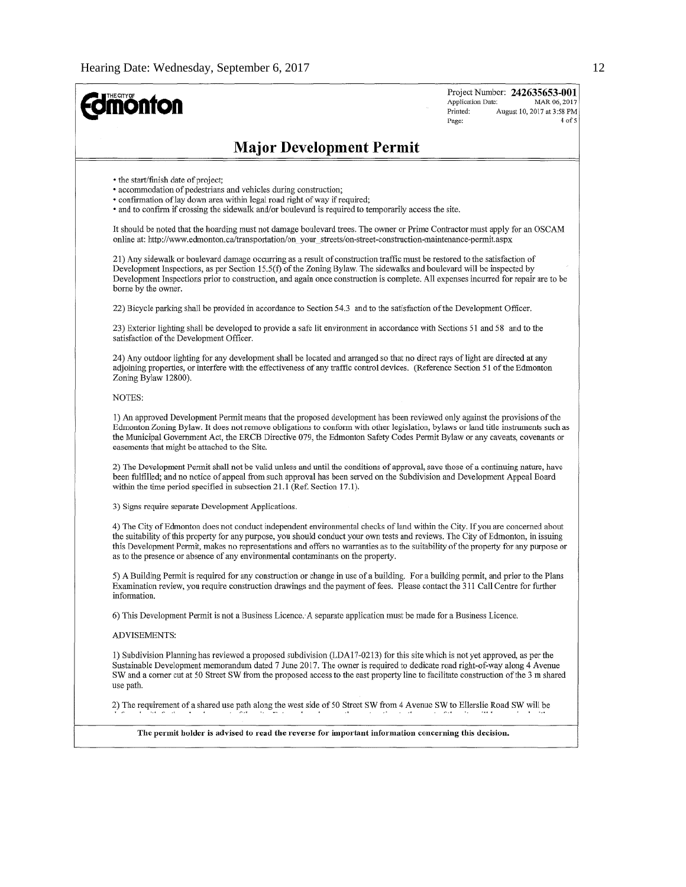Project Number: **242635653-001**
Application Date: MAR 06, 2017
Printed: August 10, 2017 at 3:58 PM

# Major Development Permit

- the start/finish date of project;
- accommodation of pedestrians and vehicles during construction;
- confirmation of lay down area within legal road right of way if required;
- and to confirm if crossing the sidewalk and/or boulevard is required to temporarily access the site.

It should be noted that the hoarding must not damage boulevard trees. The owner or Prime Contractor must apply for an OSCAM online at: http://www.edmonton.ca/transportation/on_your_streets/on-street-construction-maintenance-permit.aspx

21) Any sidewalk or boulevard damage occurring as a result of construction traffic must be restored to the satisfaction of Development Inspections, as per Section 15.5(f) of the Zoning Bylaw. The sidewalks and boulevard will be inspected by Development Inspections prior to construction, and again once construction is complete. All expenses incurred for repair are to be borne by the owner.

22) Bicycle parking shall be provided in accordance to Section 54.3 and to the satisfaction of the Development Officer.

23) Exterior lighting shall be developed to provide a safe lit environment in accordance with Sections 51 and 58 and to the satisfaction of the Development Officer.

24) Any outdoor lighting for any development shall be located and arranged so that no direct rays of light are directed at any adjoining properties, or interfere with the effectiveness of any traffic control devices. (Reference Section 51 of the Edmonton Zoning Bylaw 12800).

NOTES:

1) An approved Development Permit means that the proposed development has been reviewed only against the provisions of the Edmonton Zoning Bylaw. It does not remove obligations to conform with other legislation, bylaws or land title instruments such as the Municipal Government Act, the ERCB Directive 079, the Edmonton Safety Codes Permit Bylaw or any caveats, covenants or easements that might be attached to the Site.

2) The Development Permit shall not be valid unless and until the conditions of approval, save those of a continuing nature, have been fulfilled; and no notice of appeal from such approval has been served on the Subdivision and Development Appeal Board within the time period specified in subsection 21.1 (Ref. Section 17.1).

3) Signs require separate Development Applications.

4) The City of Edmonton does not conduct independent environmental checks of land within the City. If you are concerned about the suitability of this property for any purpose, you should conduct your own tests and reviews. The City of Edmonton, in issuing this Development Permit, makes no representations and offers no warranties as to the suitability of the property for any purpose or as to the presence or absence of any environmental contaminants on the property.

5) A Building Permit is required for any construction or change in use of a building. For a building permit, and prior to the Plans Examination review, you require construction drawings and the payment of fees. Please contact the 311 Call Centre for further information.

6) This Development Permit is not a Business Licence. A separate application must be made for a Business Licence.

ADVISEMENTS:

1) Subdivision Planning has reviewed a proposed subdivision (LDA17-0213) for this site which is not yet approved, as per the Sustainable Development memorandum dated 7 June 2017. The owner is required to dedicate road right-of-way along 4 Avenue SW and a corner cut at 50 Street SW from the proposed access to the east property line to facilitate construction of the 3 m shared use path.

2) The requirement of a shared use path along the west side of 50 Street SW from 4 Avenue SW to Ellerslie Road SW will be

**The permit holder is advised to read the reverse for important information concerning this decision.**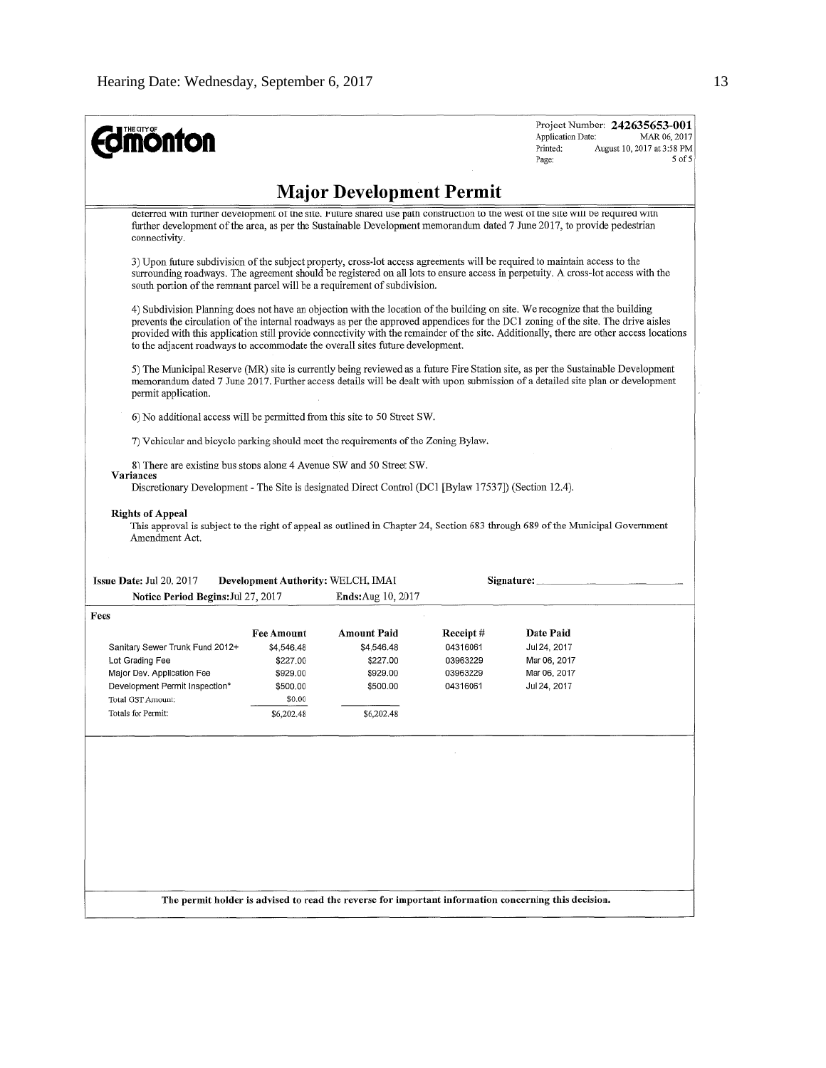Project Number: **242635653-001**
Application Date: MAR 06, 2017
Printed: August 10, 2017 at 3:58 PM
Page: 5 of 5

# Major Development Permit

deferred with further development of the site. Future shared use path construction to the west of the site will be required with further development of the area, as per the Sustainable Development memorandum dated 7 June 2017, to provide pedestrian connectivity.

3) Upon future subdivision of the subject property, cross-lot access agreements will be required to maintain access to the surrounding roadways. The agreement should be registered on all lots to ensure access in perpetuity. A cross-lot access with the south portion of the remnant parcel will be a requirement of subdivision.

4) Subdivision Planning does not have an objection with the location of the building on site. We recognize that the building prevents the circulation of the internal roadways as per the approved appendices for the DC1 zoning of the site. The drive aisles provided with this application still provide connectivity with the remainder of the site. Additionally, there are other access locations to the adjacent roadways to accommodate the overall sites future development.

5) The Municipal Reserve (MR) site is currently being reviewed as a future Fire Station site, as per the Sustainable Development memorandum dated 7 June 2017. Further access details will be dealt with upon submission of a detailed site plan or development permit application.

6) No additional access will be permitted from this site to 50 Street SW.

7) Vehicular and bicycle parking should meet the requirements of the Zoning Bylaw.

8) There are existing bus stops along 4 Avenue SW and 50 Street SW.

**Variances**

Discretionary Development - The Site is designated Direct Control (DC1 [Bylaw 17537]) (Section 12.4).

**Rights of Appeal**

This approval is subject to the right of appeal as outlined in Chapter 24, Section 683 through 689 of the Municipal Government Amendment Act.

**Issue Date:** Jul 20, 2017 **Development Authority:** WELCH, IMAI **Signature:** ____________________

**Notice Period Begins:** Jul 27, 2017 **Ends:** Aug 10, 2017

**Fees**

| | Fee Amount | Amount Paid | Receipt # | Date Paid |
|---|---|---|---|---|
| Sanitary Sewer Trunk Fund 2012+ | $4,546.48 | $4,546.48 | 04316061 | Jul 24, 2017 |
| Lot Grading Fee | $227.00 | $227.00 | 03963229 | Mar 06, 2017 |
| Major Dev. Application Fee | $929.00 | $929.00 | 03963229 | Mar 06, 2017 |
| Development Permit Inspection* | $500.00 | $500.00 | 04316061 | Jul 24, 2017 |
| Total GST Amount: | $0.00 | | | |
| Totals for Permit: | $6,202.48 | $6,202.48 | | |

**The permit holder is advised to read the reverse for important information concerning this decision.**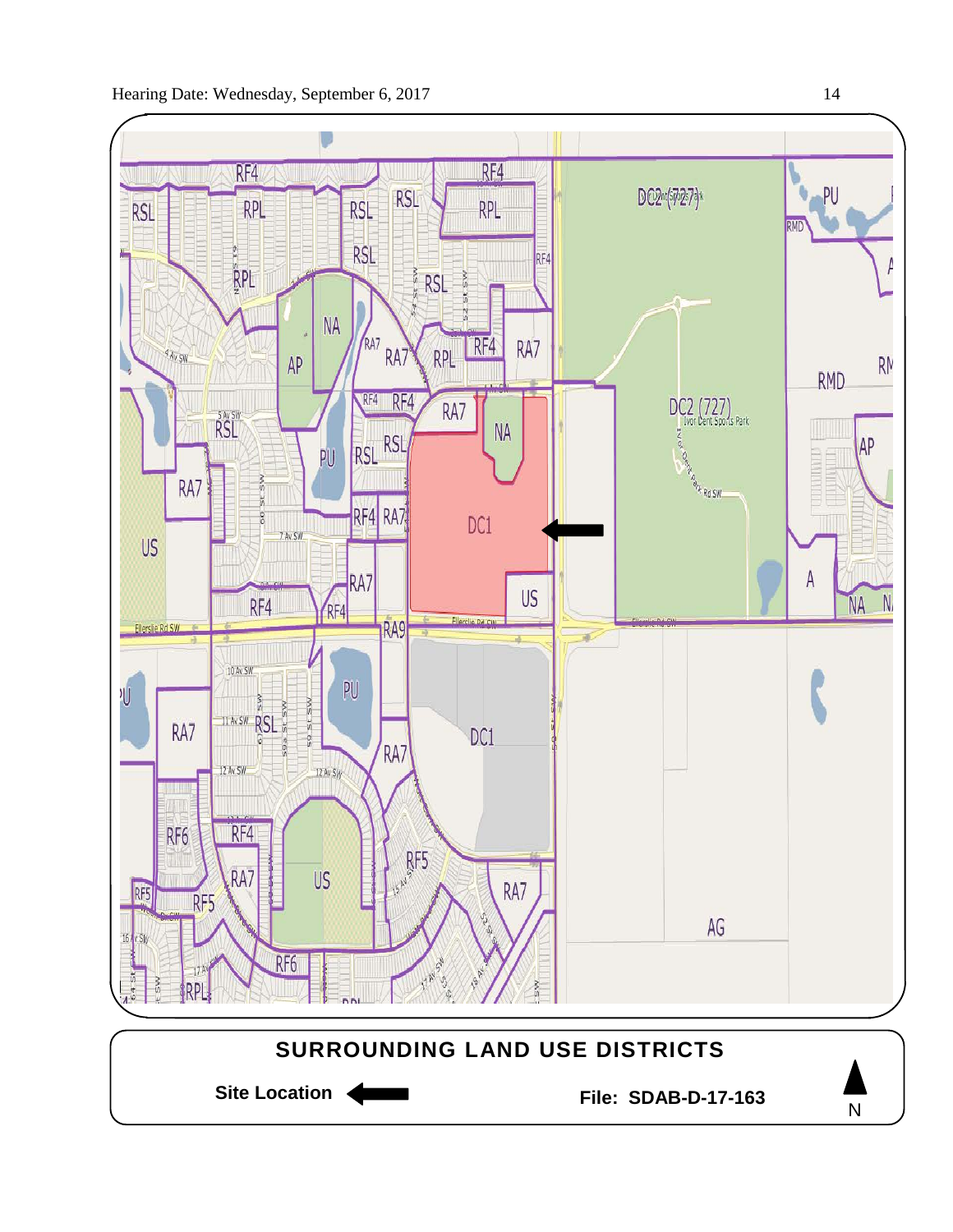## SURROUNDING LAND USE DISTRICTS

**Site Location** ←

**File: SDAB-D-17-163**

N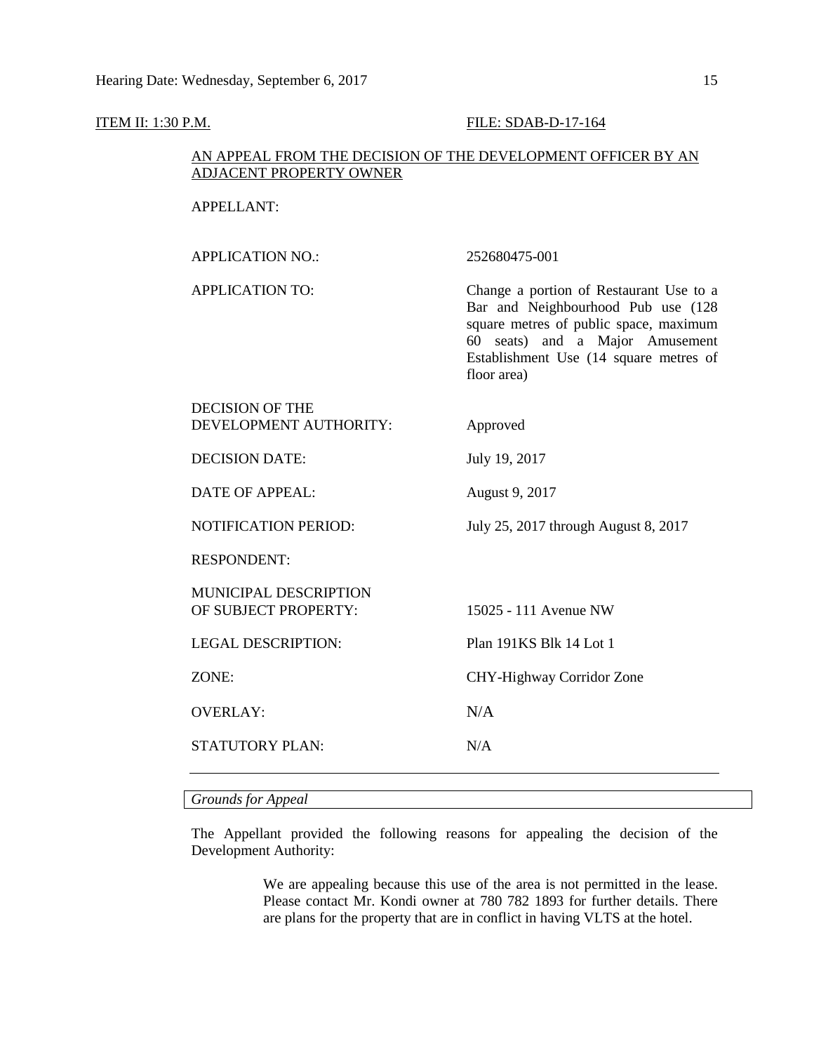ITEM II: 1:30 P.M. FILE: SDAB-D-17-164

AN APPEAL FROM THE DECISION OF THE DEVELOPMENT OFFICER BY AN ADJACENT PROPERTY OWNER

| | |
|---|---|
| APPELLANT: | |
| APPLICATION NO.: | 252680475-001 |
| APPLICATION TO: | Change a portion of Restaurant Use to a Bar and Neighbourhood Pub use (128 square metres of public space, maximum 60 seats) and a Major Amusement Establishment Use (14 square metres of floor area) |
| DECISION OF THE DEVELOPMENT AUTHORITY: | Approved |
| DECISION DATE: | July 19, 2017 |
| DATE OF APPEAL: | August 9, 2017 |
| NOTIFICATION PERIOD: | July 25, 2017 through August 8, 2017 |
| RESPONDENT: | |
| MUNICIPAL DESCRIPTION OF SUBJECT PROPERTY: | 15025 - 111 Avenue NW |
| LEGAL DESCRIPTION: | Plan 191KS Blk 14 Lot 1 |
| ZONE: | CHY-Highway Corridor Zone |
| OVERLAY: | N/A |
| STATUTORY PLAN: | N/A |

---

*Grounds for Appeal*

The Appellant provided the following reasons for appealing the decision of the Development Authority:

> We are appealing because this use of the area is not permitted in the lease. Please contact Mr. Kondi owner at 780 782 1893 for further details. There are plans for the property that are in conflict in having VLTS at the hotel.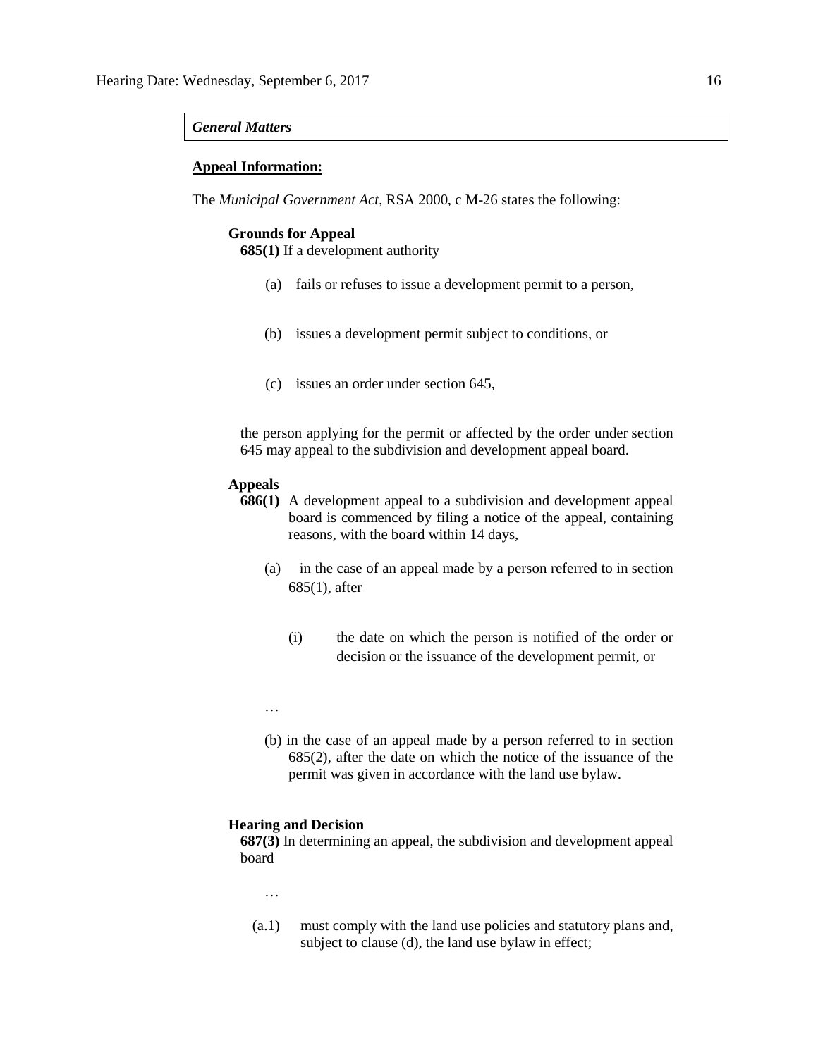***General Matters***

**Appeal Information:**

The *Municipal Government Act*, RSA 2000, c M-26 states the following:

**Grounds for Appeal**

**685(1)** If a development authority

(a) fails or refuses to issue a development permit to a person,

(b) issues a development permit subject to conditions, or

(c) issues an order under section 645,

the person applying for the permit or affected by the order under section 645 may appeal to the subdivision and development appeal board.

**Appeals**

**686(1)** A development appeal to a subdivision and development appeal board is commenced by filing a notice of the appeal, containing reasons, with the board within 14 days,

(a) in the case of an appeal made by a person referred to in section 685(1), after

(i) the date on which the person is notified of the order or decision or the issuance of the development permit, or

…

(b) in the case of an appeal made by a person referred to in section 685(2), after the date on which the notice of the issuance of the permit was given in accordance with the land use bylaw.

**Hearing and Decision**

**687(3)** In determining an appeal, the subdivision and development appeal board

…

(a.1) must comply with the land use policies and statutory plans and, subject to clause (d), the land use bylaw in effect;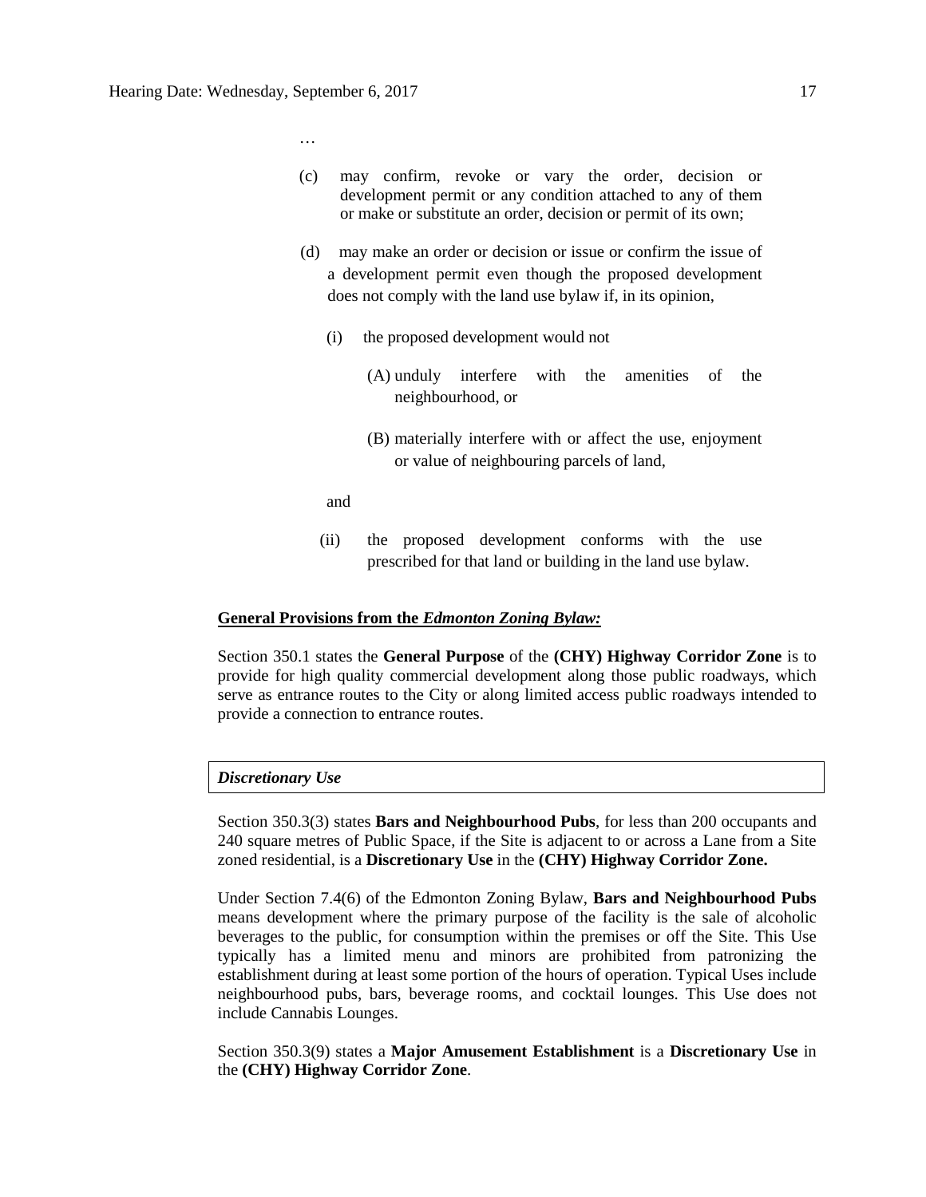…

(c) may confirm, revoke or vary the order, decision or development permit or any condition attached to any of them or make or substitute an order, decision or permit of its own;

(d) may make an order or decision or issue or confirm the issue of a development permit even though the proposed development does not comply with the land use bylaw if, in its opinion,

(i) the proposed development would not

(A) unduly interfere with the amenities of the neighbourhood, or

(B) materially interfere with or affect the use, enjoyment or value of neighbouring parcels of land,

and

(ii) the proposed development conforms with the use prescribed for that land or building in the land use bylaw.

**General Provisions from the *Edmonton Zoning Bylaw:***

Section 350.1 states the **General Purpose** of the **(CHY) Highway Corridor Zone** is to provide for high quality commercial development along those public roadways, which serve as entrance routes to the City or along limited access public roadways intended to provide a connection to entrance routes.

***Discretionary Use***

Section 350.3(3) states **Bars and Neighbourhood Pubs**, for less than 200 occupants and 240 square metres of Public Space, if the Site is adjacent to or across a Lane from a Site zoned residential, is a **Discretionary Use** in the **(CHY) Highway Corridor Zone.**

Under Section 7.4(6) of the Edmonton Zoning Bylaw, **Bars and Neighbourhood Pubs** means development where the primary purpose of the facility is the sale of alcoholic beverages to the public, for consumption within the premises or off the Site. This Use typically has a limited menu and minors are prohibited from patronizing the establishment during at least some portion of the hours of operation. Typical Uses include neighbourhood pubs, bars, beverage rooms, and cocktail lounges. This Use does not include Cannabis Lounges.

Section 350.3(9) states a **Major Amusement Establishment** is a **Discretionary Use** in the **(CHY) Highway Corridor Zone**.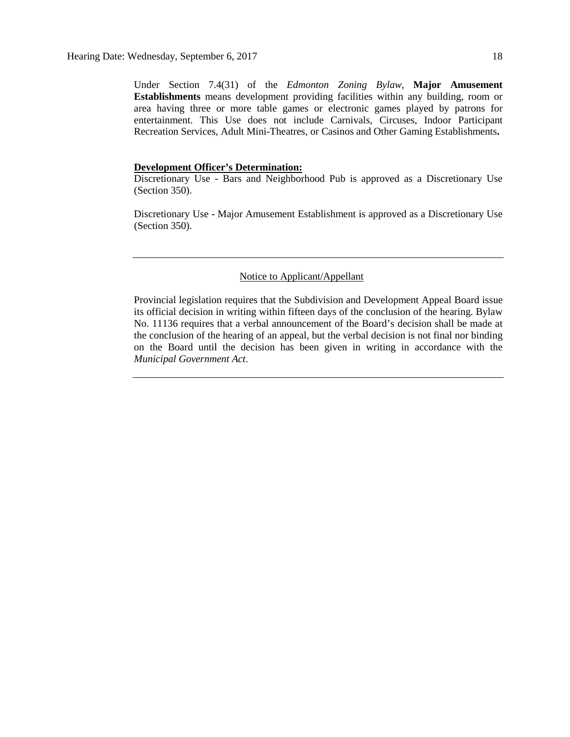Under Section 7.4(31) of the *Edmonton Zoning Bylaw*, **Major Amusement Establishments** means development providing facilities within any building, room or area having three or more table games or electronic games played by patrons for entertainment. This Use does not include Carnivals, Circuses, Indoor Participant Recreation Services, Adult Mini-Theatres, or Casinos and Other Gaming Establishments**.**

**Development Officer's Determination:**

Discretionary Use - Bars and Neighborhood Pub is approved as a Discretionary Use (Section 350).

Discretionary Use - Major Amusement Establishment is approved as a Discretionary Use (Section 350).

---

Notice to Applicant/Appellant

Provincial legislation requires that the Subdivision and Development Appeal Board issue its official decision in writing within fifteen days of the conclusion of the hearing. Bylaw No. 11136 requires that a verbal announcement of the Board's decision shall be made at the conclusion of the hearing of an appeal, but the verbal decision is not final nor binding on the Board until the decision has been given in writing in accordance with the *Municipal Government Act*.

---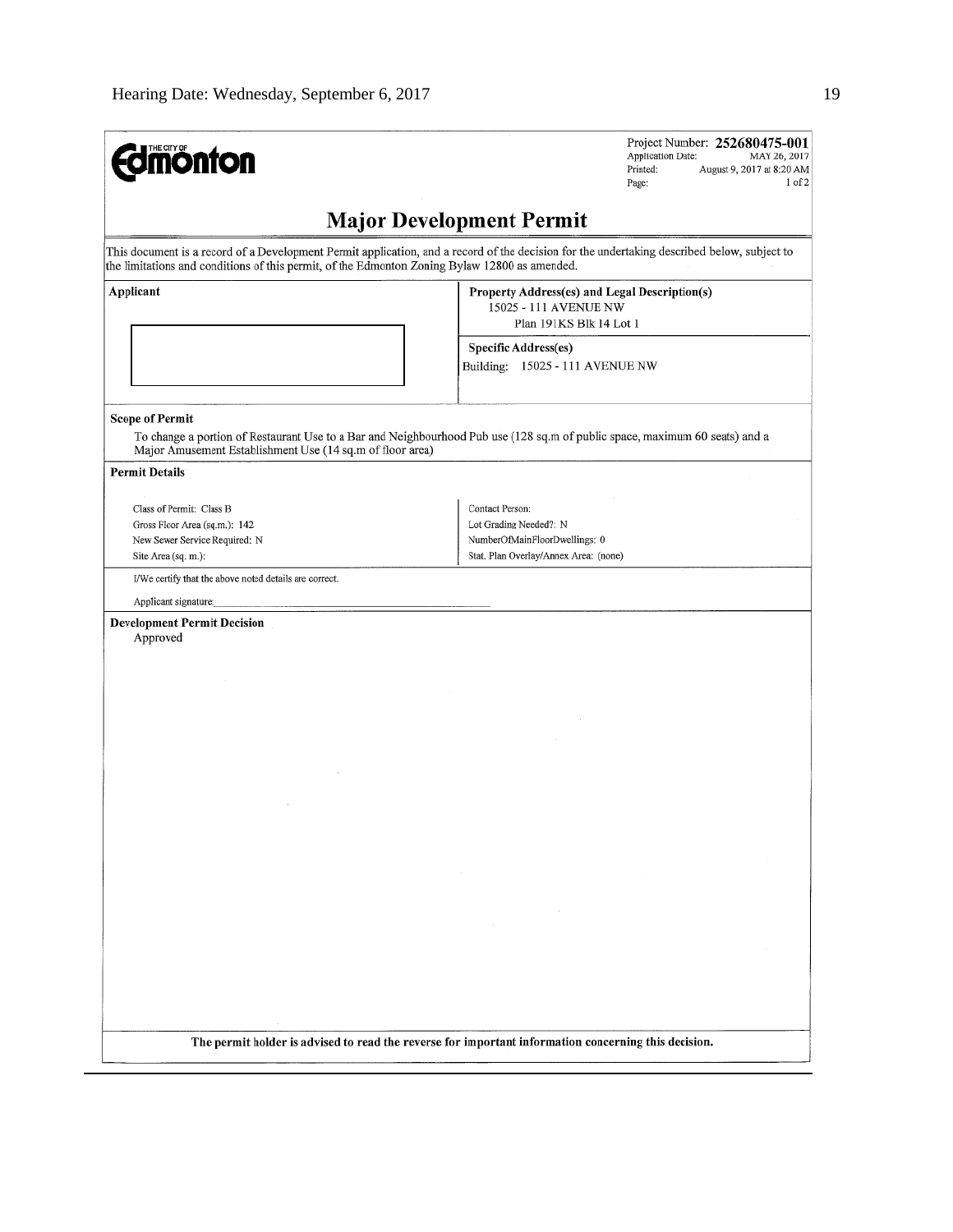Project Number: **252680475-001**
Application Date: MAY 26, 2017
Printed: August 9, 2017 at 8:20 AM
Page: 1 of 2

# Major Development Permit

This document is a record of a Development Permit application, and a record of the decision for the undertaking described below, subject to the limitations and conditions of this permit, of the Edmonton Zoning Bylaw 12800 as amended.

| **Applicant** | **Property Address(es) and Legal Description(s)** |
| --- | --- |
| | 15025 - 111 AVENUE NW<br>Plan 191KS Blk 14 Lot 1 |
| | **Specific Address(es)**<br>Building: 15025 - 111 AVENUE NW |

**Scope of Permit**

To change a portion of Restaurant Use to a Bar and Neighbourhood Pub use (128 sq.m of public space, maximum 60 seats) and a Major Amusement Establishment Use (14 sq.m of floor area)

**Permit Details**

| | |
| --- | --- |
| Class of Permit: Class B | Contact Person: |
| Gross Floor Area (sq.m.): 142 | Lot Grading Needed?: N |
| New Sewer Service Required: N | NumberOfMainFloorDwellings: 0 |
| Site Area (sq. m.): | Stat. Plan Overlay/Annex Area: (none) |

I/We certify that the above noted details are correct.

Applicant signature: ____________________

**Development Permit Decision**

Approved

**The permit holder is advised to read the reverse for important information concerning this decision.**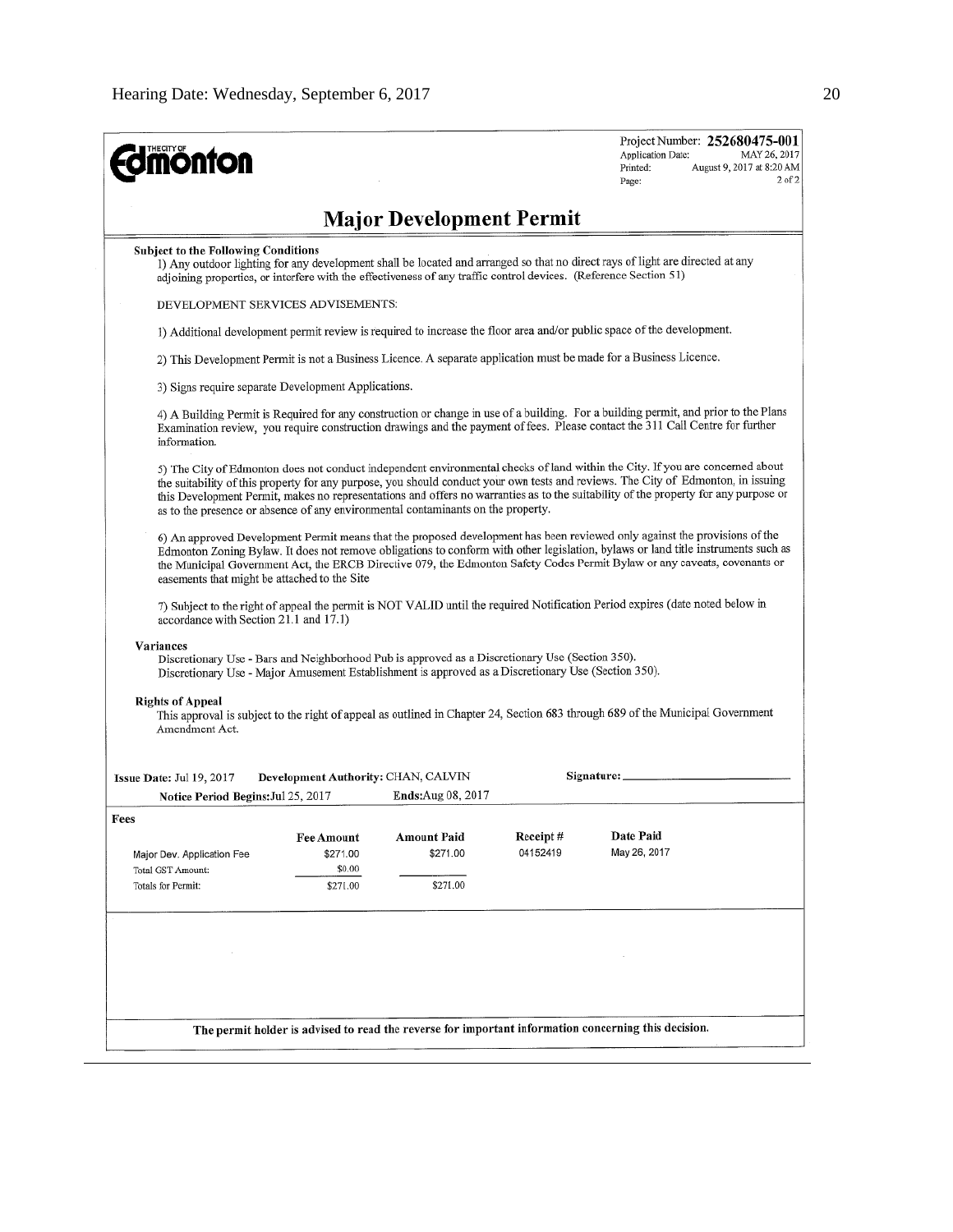Project Number: **252680475-001**
Application Date: MAY 26, 2017
Printed: August 9, 2017 at 8:20 AM
Page: 2 of 2

# Major Development Permit

**Subject to the Following Conditions**

1) Any outdoor lighting for any development shall be located and arranged so that no direct rays of light are directed at any adjoining properties, or interfere with the effectiveness of any traffic control devices. (Reference Section 51)

DEVELOPMENT SERVICES ADVISEMENTS:

1) Additional development permit review is required to increase the floor area and/or public space of the development.

2) This Development Permit is not a Business Licence. A separate application must be made for a Business Licence.

3) Signs require separate Development Applications.

4) A Building Permit is Required for any construction or change in use of a building. For a building permit, and prior to the Plans Examination review, you require construction drawings and the payment of fees. Please contact the 311 Call Centre for further information.

5) The City of Edmonton does not conduct independent environmental checks of land within the City. If you are concerned about the suitability of this property for any purpose, you should conduct your own tests and reviews. The City of Edmonton, in issuing this Development Permit, makes no representations and offers no warranties as to the suitability of the property for any purpose or as to the presence or absence of any environmental contaminants on the property.

6) An approved Development Permit means that the proposed development has been reviewed only against the provisions of the Edmonton Zoning Bylaw. It does not remove obligations to conform with other legislation, bylaws or land title instruments such as the Municipal Government Act, the ERCB Directive 079, the Edmonton Safety Codes Permit Bylaw or any caveats, covenants or easements that might be attached to the Site

7) Subject to the right of appeal the permit is NOT VALID until the required Notification Period expires (date noted below in accordance with Section 21.1 and 17.1)

**Variances**

Discretionary Use - Bars and Neighborhood Pub is approved as a Discretionary Use (Section 350).
Discretionary Use - Major Amusement Establishment is approved as a Discretionary Use (Section 350).

**Rights of Appeal**

This approval is subject to the right of appeal as outlined in Chapter 24, Section 683 through 689 of the Municipal Government Amendment Act.

**Issue Date:** Jul 19, 2017 **Development Authority:** CHAN, CALVIN **Signature:** ____________

**Notice Period Begins:** Jul 25, 2017 **Ends:** Aug 08, 2017

**Fees**

| | Fee Amount | Amount Paid | Receipt # | Date Paid |
|---|---|---|---|---|
| Major Dev. Application Fee | $271.00 | $271.00 | 04152419 | May 26, 2017 |
| Total GST Amount: | $0.00 | | | |
| Totals for Permit: | $271.00 | $271.00 | | |

**The permit holder is advised to read the reverse for important information concerning this decision.**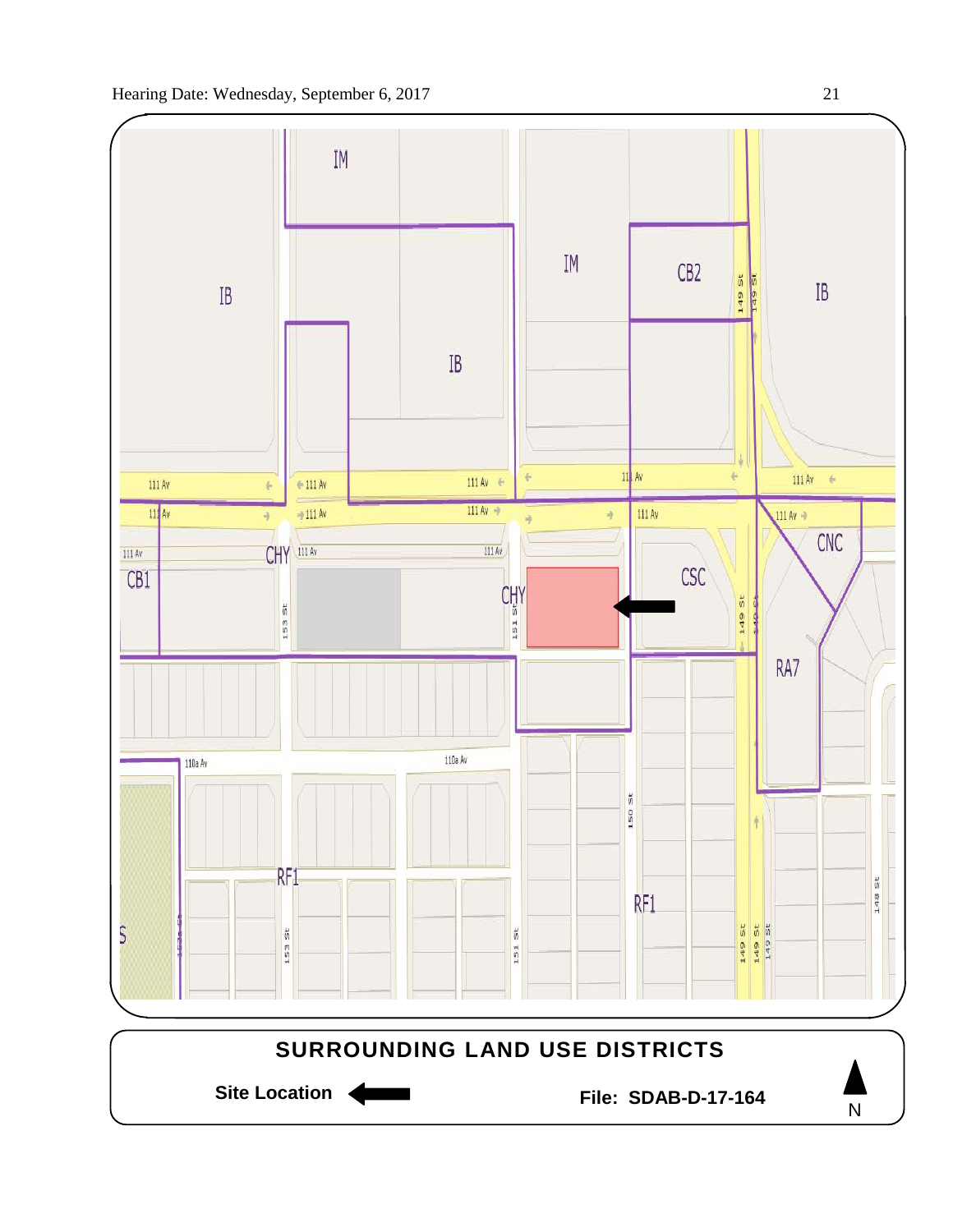IM

IB

IB

IM

CB2

IB

111 Av

CHY

CB1

CHY

CSC

CNC

RA7

110a Av

RF1

RF1

S

153 St

151 St

150 St

149 St

148 St

**SURROUNDING LAND USE DISTRICTS**

**Site Location**

**File: SDAB-D-17-164**

N